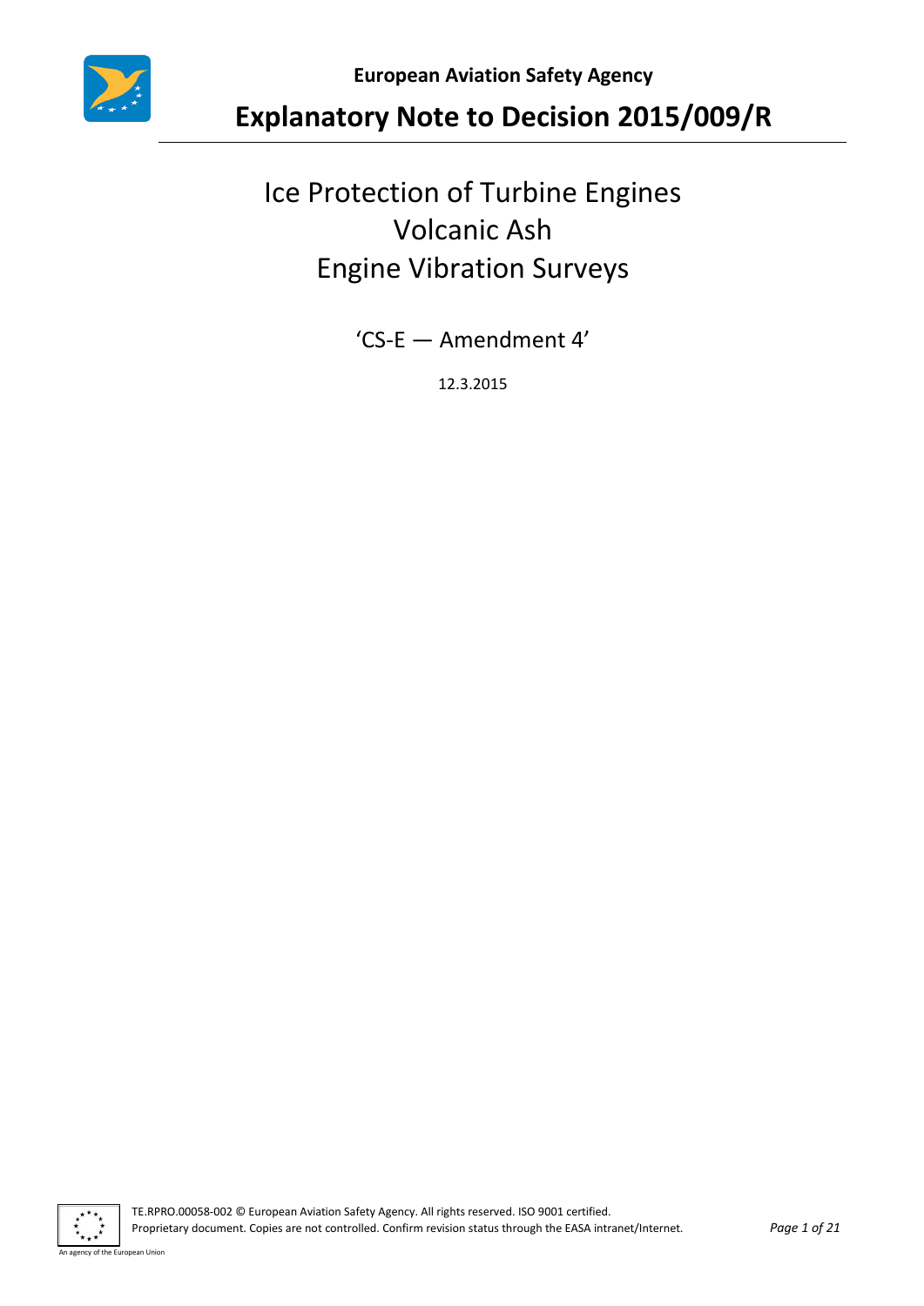**European Aviation Safety Agency**

# Explanatory Note to Decision 2015/009/R

## Ice Protection of Turbine Engines
## Volcanic Ash
## Engine Vibration Surveys

'CS-E — Amendment 4'

12.3.2015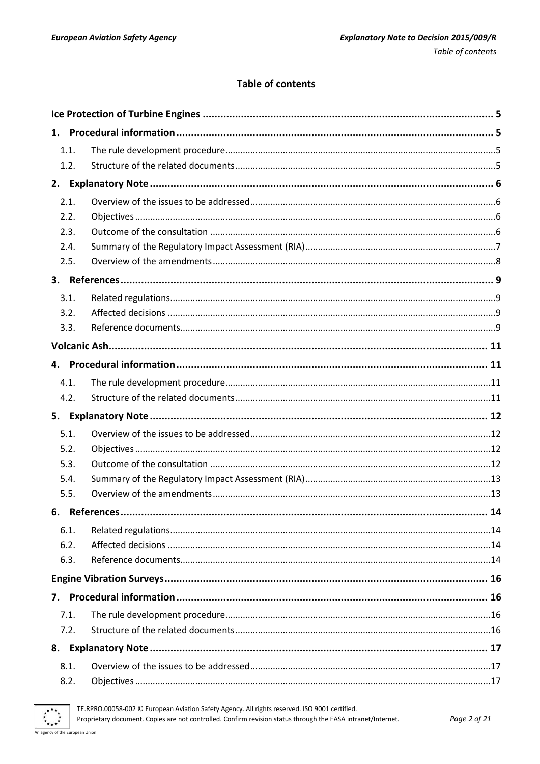# Table of contents

| | |
|---|---|
| **Ice Protection of Turbine Engines** | **5** |
| **1. Procedural information** | **5** |
| 1.1. The rule development procedure | 5 |
| 1.2. Structure of the related documents | 5 |
| **2. Explanatory Note** | **6** |
| 2.1. Overview of the issues to be addressed | 6 |
| 2.2. Objectives | 6 |
| 2.3. Outcome of the consultation | 6 |
| 2.4. Summary of the Regulatory Impact Assessment (RIA) | 7 |
| 2.5. Overview of the amendments | 8 |
| **3. References** | **9** |
| 3.1. Related regulations | 9 |
| 3.2. Affected decisions | 9 |
| 3.3. Reference documents | 9 |
| **Volcanic Ash** | **11** |
| **4. Procedural information** | **11** |
| 4.1. The rule development procedure | 11 |
| 4.2. Structure of the related documents | 11 |
| **5. Explanatory Note** | **12** |
| 5.1. Overview of the issues to be addressed | 12 |
| 5.2. Objectives | 12 |
| 5.3. Outcome of the consultation | 12 |
| 5.4. Summary of the Regulatory Impact Assessment (RIA) | 13 |
| 5.5. Overview of the amendments | 13 |
| **6. References** | **14** |
| 6.1. Related regulations | 14 |
| 6.2. Affected decisions | 14 |
| 6.3. Reference documents | 14 |
| **Engine Vibration Surveys** | **16** |
| **7. Procedural information** | **16** |
| 7.1. The rule development procedure | 16 |
| 7.2. Structure of the related documents | 16 |
| **8. Explanatory Note** | **17** |
| 8.1. Overview of the issues to be addressed | 17 |
| 8.2. Objectives | 17 |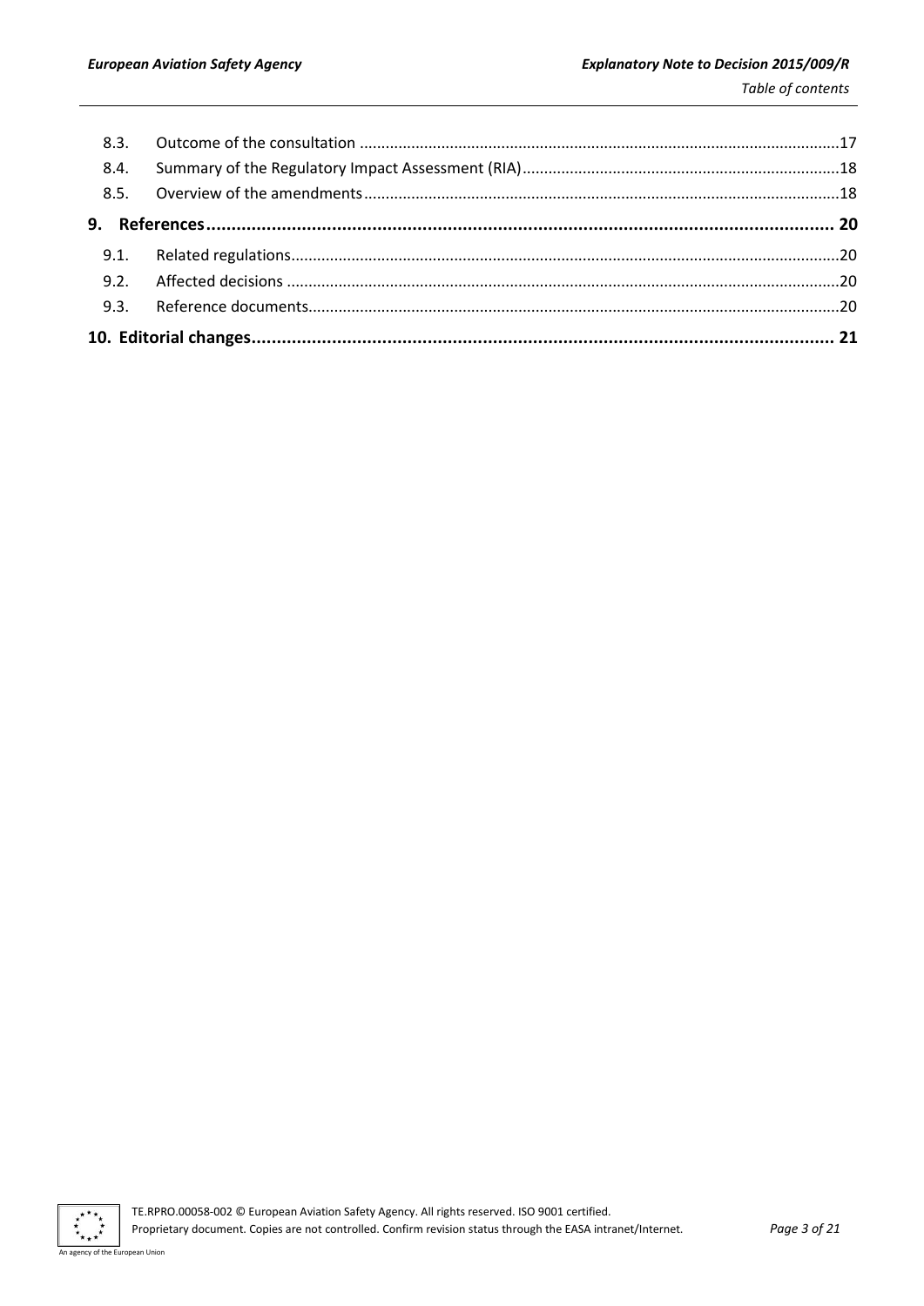8.3. Outcome of the consultation ............................................................................................................17
8.4. Summary of the Regulatory Impact Assessment (RIA).........................................................................18
8.5. Overview of the amendments............................................................................................................18

**9. References............................................................................................................................ 20**

9.1. Related regulations.............................................................................................................................20
9.2. Affected decisions ..............................................................................................................................20
9.3. Reference documents.........................................................................................................................20

**10. Editorial changes.................................................................................................................. 21**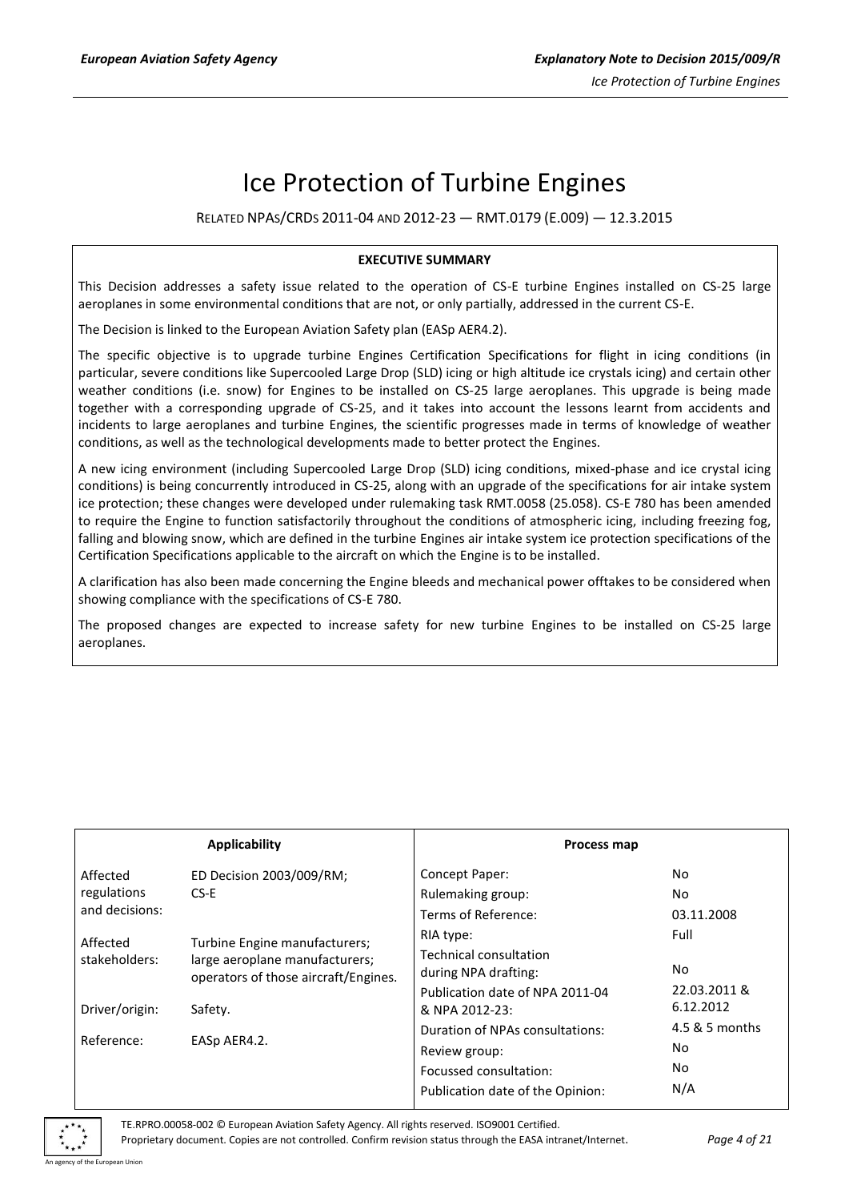# Ice Protection of Turbine Engines

RELATED NPAS/CRDS 2011-04 AND 2012-23 — RMT.0179 (E.009) — 12.3.2015

**EXECUTIVE SUMMARY**

This Decision addresses a safety issue related to the operation of CS-E turbine Engines installed on CS-25 large aeroplanes in some environmental conditions that are not, or only partially, addressed in the current CS-E.

The Decision is linked to the European Aviation Safety plan (EASp AER4.2).

The specific objective is to upgrade turbine Engines Certification Specifications for flight in icing conditions (in particular, severe conditions like Supercooled Large Drop (SLD) icing or high altitude ice crystals icing) and certain other weather conditions (i.e. snow) for Engines to be installed on CS-25 large aeroplanes. This upgrade is being made together with a corresponding upgrade of CS-25, and it takes into account the lessons learnt from accidents and incidents to large aeroplanes and turbine Engines, the scientific progresses made in terms of knowledge of weather conditions, as well as the technological developments made to better protect the Engines.

A new icing environment (including Supercooled Large Drop (SLD) icing conditions, mixed-phase and ice crystal icing conditions) is being concurrently introduced in CS-25, along with an upgrade of the specifications for air intake system ice protection; these changes were developed under rulemaking task RMT.0058 (25.058). CS-E 780 has been amended to require the Engine to function satisfactorily throughout the conditions of atmospheric icing, including freezing fog, falling and blowing snow, which are defined in the turbine Engines air intake system ice protection specifications of the Certification Specifications applicable to the aircraft on which the Engine is to be installed.

A clarification has also been made concerning the Engine bleeds and mechanical power offtakes to be considered when showing compliance with the specifications of CS-E 780.

The proposed changes are expected to increase safety for new turbine Engines to be installed on CS-25 large aeroplanes.

| **Applicability** | | **Process map** | |
|---|---|---|---|
| Affected regulations and decisions: | ED Decision 2003/009/RM; CS-E | Concept Paper: | No |
| | | Rulemaking group: | No |
| | | Terms of Reference: | 03.11.2008 |
| Affected stakeholders: | Turbine Engine manufacturers; large aeroplane manufacturers; operators of those aircraft/Engines. | RIA type: | Full |
| | | Technical consultation during NPA drafting: | No |
| Driver/origin: | Safety. | Publication date of NPA 2011-04 & NPA 2012-23: | 22.03.2011 & 6.12.2012 |
| Reference: | EASp AER4.2. | Duration of NPAs consultations: | 4.5 & 5 months |
| | | Review group: | No |
| | | Focussed consultation: | No |
| | | Publication date of the Opinion: | N/A |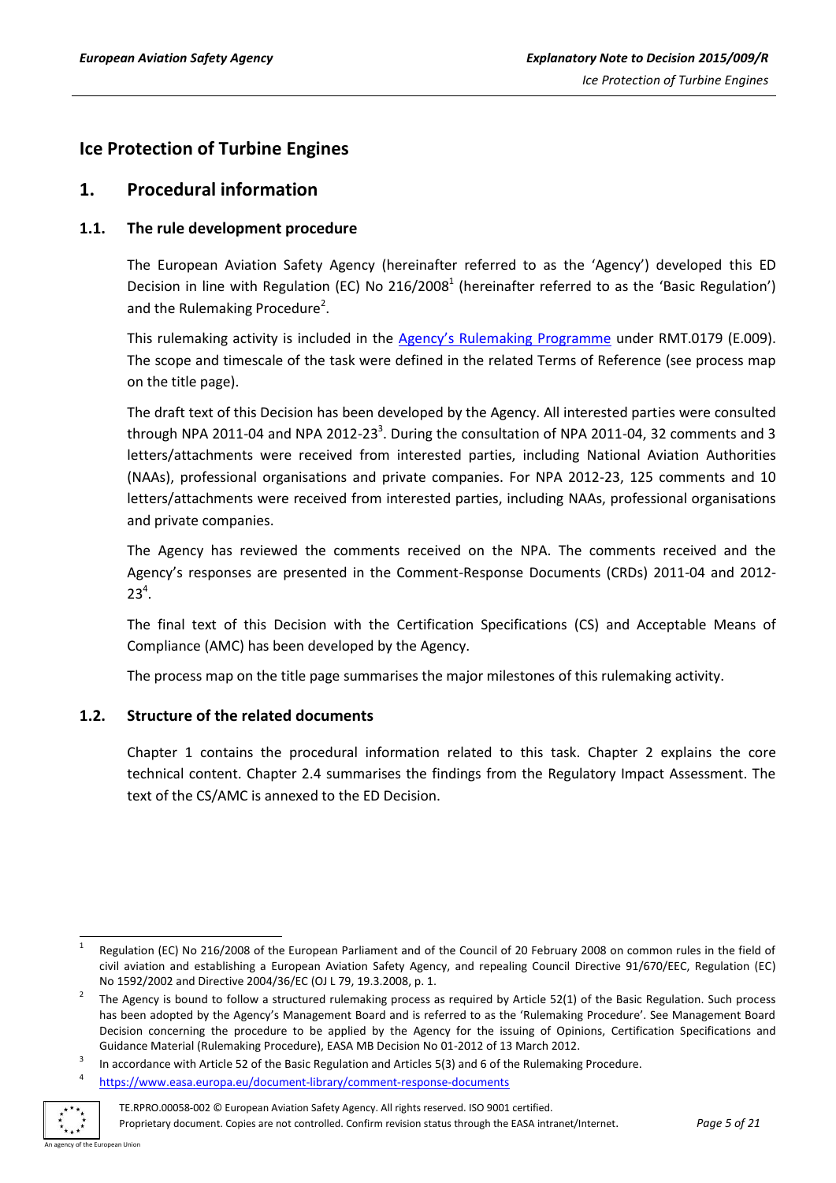# Ice Protection of Turbine Engines

## 1. Procedural information

### 1.1. The rule development procedure

The European Aviation Safety Agency (hereinafter referred to as the 'Agency') developed this ED Decision in line with Regulation (EC) No 216/2008[1] (hereinafter referred to as the 'Basic Regulation') and the Rulemaking Procedure[2].

This rulemaking activity is included in the Agency's Rulemaking Programme under RMT.0179 (E.009). The scope and timescale of the task were defined in the related Terms of Reference (see process map on the title page).

The draft text of this Decision has been developed by the Agency. All interested parties were consulted through NPA 2011-04 and NPA 2012-23[3]. During the consultation of NPA 2011-04, 32 comments and 3 letters/attachments were received from interested parties, including National Aviation Authorities (NAAs), professional organisations and private companies. For NPA 2012-23, 125 comments and 10 letters/attachments were received from interested parties, including NAAs, professional organisations and private companies.

The Agency has reviewed the comments received on the NPA. The comments received and the Agency's responses are presented in the Comment-Response Documents (CRDs) 2011-04 and 2012-23[4].

The final text of this Decision with the Certification Specifications (CS) and Acceptable Means of Compliance (AMC) has been developed by the Agency.

The process map on the title page summarises the major milestones of this rulemaking activity.

### 1.2. Structure of the related documents

Chapter 1 contains the procedural information related to this task. Chapter 2 explains the core technical content. Chapter 2.4 summarises the findings from the Regulatory Impact Assessment. The text of the CS/AMC is annexed to the ED Decision.

---

[1] Regulation (EC) No 216/2008 of the European Parliament and of the Council of 20 February 2008 on common rules in the field of civil aviation and establishing a European Aviation Safety Agency, and repealing Council Directive 91/670/EEC, Regulation (EC) No 1592/2002 and Directive 2004/36/EC (OJ L 79, 19.3.2008, p. 1.

[2] The Agency is bound to follow a structured rulemaking process as required by Article 52(1) of the Basic Regulation. Such process has been adopted by the Agency's Management Board and is referred to as the 'Rulemaking Procedure'. See Management Board Decision concerning the procedure to be applied by the Agency for the issuing of Opinions, Certification Specifications and Guidance Material (Rulemaking Procedure), EASA MB Decision No 01-2012 of 13 March 2012.

[3] In accordance with Article 52 of the Basic Regulation and Articles 5(3) and 6 of the Rulemaking Procedure.

[4] https://www.easa.europa.eu/document-library/comment-response-documents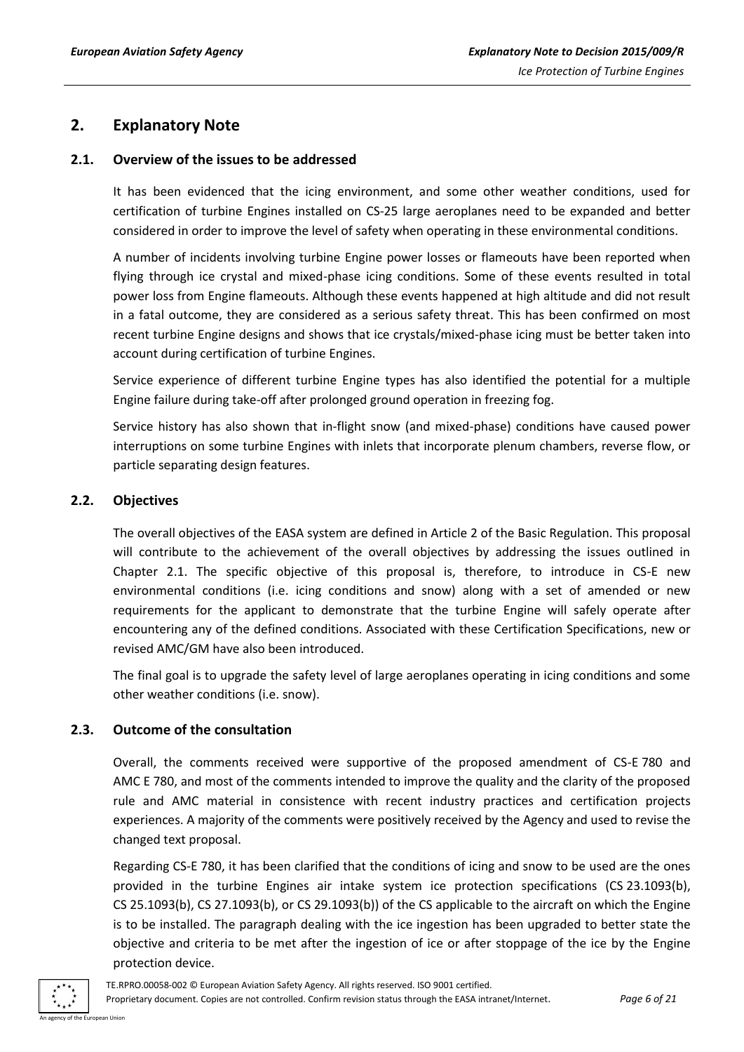# 2. Explanatory Note

## 2.1. Overview of the issues to be addressed

It has been evidenced that the icing environment, and some other weather conditions, used for certification of turbine Engines installed on CS-25 large aeroplanes need to be expanded and better considered in order to improve the level of safety when operating in these environmental conditions.

A number of incidents involving turbine Engine power losses or flameouts have been reported when flying through ice crystal and mixed-phase icing conditions. Some of these events resulted in total power loss from Engine flameouts. Although these events happened at high altitude and did not result in a fatal outcome, they are considered as a serious safety threat. This has been confirmed on most recent turbine Engine designs and shows that ice crystals/mixed-phase icing must be better taken into account during certification of turbine Engines.

Service experience of different turbine Engine types has also identified the potential for a multiple Engine failure during take-off after prolonged ground operation in freezing fog.

Service history has also shown that in-flight snow (and mixed-phase) conditions have caused power interruptions on some turbine Engines with inlets that incorporate plenum chambers, reverse flow, or particle separating design features.

## 2.2. Objectives

The overall objectives of the EASA system are defined in Article 2 of the Basic Regulation. This proposal will contribute to the achievement of the overall objectives by addressing the issues outlined in Chapter 2.1. The specific objective of this proposal is, therefore, to introduce in CS-E new environmental conditions (i.e. icing conditions and snow) along with a set of amended or new requirements for the applicant to demonstrate that the turbine Engine will safely operate after encountering any of the defined conditions. Associated with these Certification Specifications, new or revised AMC/GM have also been introduced.

The final goal is to upgrade the safety level of large aeroplanes operating in icing conditions and some other weather conditions (i.e. snow).

## 2.3. Outcome of the consultation

Overall, the comments received were supportive of the proposed amendment of CS-E 780 and AMC E 780, and most of the comments intended to improve the quality and the clarity of the proposed rule and AMC material in consistence with recent industry practices and certification projects experiences. A majority of the comments were positively received by the Agency and used to revise the changed text proposal.

Regarding CS-E 780, it has been clarified that the conditions of icing and snow to be used are the ones provided in the turbine Engines air intake system ice protection specifications (CS 23.1093(b), CS 25.1093(b), CS 27.1093(b), or CS 29.1093(b)) of the CS applicable to the aircraft on which the Engine is to be installed. The paragraph dealing with the ice ingestion has been upgraded to better state the objective and criteria to be met after the ingestion of ice or after stoppage of the ice by the Engine protection device.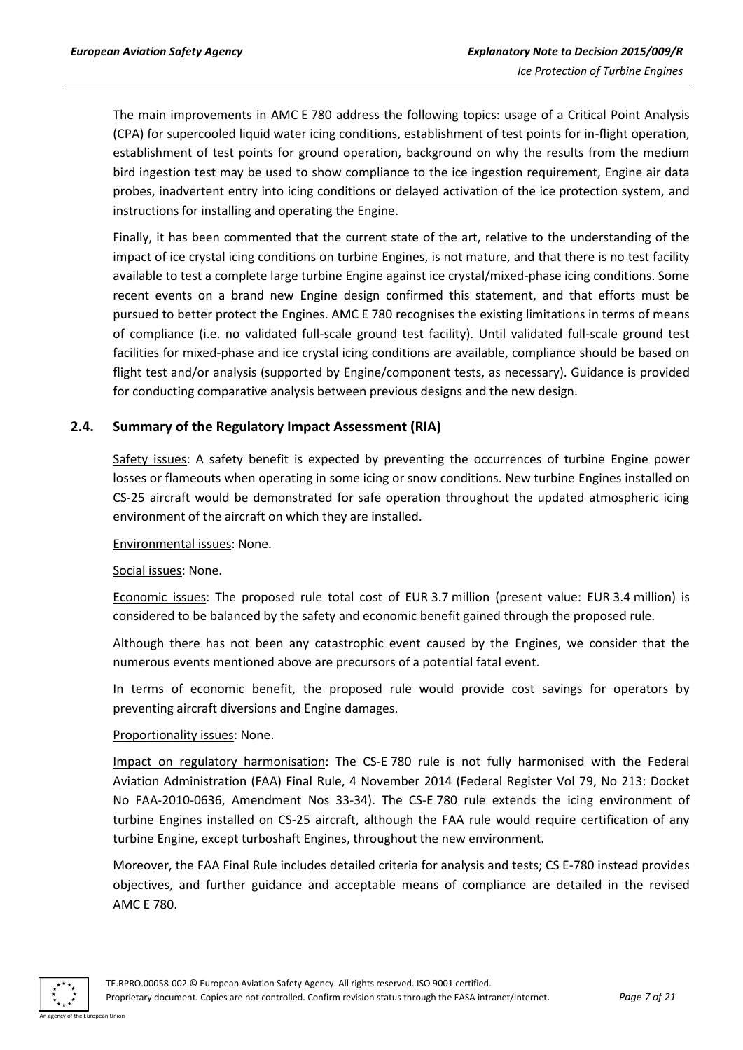The main improvements in AMC E 780 address the following topics: usage of a Critical Point Analysis (CPA) for supercooled liquid water icing conditions, establishment of test points for in-flight operation, establishment of test points for ground operation, background on why the results from the medium bird ingestion test may be used to show compliance to the ice ingestion requirement, Engine air data probes, inadvertent entry into icing conditions or delayed activation of the ice protection system, and instructions for installing and operating the Engine.

Finally, it has been commented that the current state of the art, relative to the understanding of the impact of ice crystal icing conditions on turbine Engines, is not mature, and that there is no test facility available to test a complete large turbine Engine against ice crystal/mixed-phase icing conditions. Some recent events on a brand new Engine design confirmed this statement, and that efforts must be pursued to better protect the Engines. AMC E 780 recognises the existing limitations in terms of means of compliance (i.e. no validated full-scale ground test facility). Until validated full-scale ground test facilities for mixed-phase and ice crystal icing conditions are available, compliance should be based on flight test and/or analysis (supported by Engine/component tests, as necessary). Guidance is provided for conducting comparative analysis between previous designs and the new design.

## 2.4. Summary of the Regulatory Impact Assessment (RIA)

Safety issues: A safety benefit is expected by preventing the occurrences of turbine Engine power losses or flameouts when operating in some icing or snow conditions. New turbine Engines installed on CS-25 aircraft would be demonstrated for safe operation throughout the updated atmospheric icing environment of the aircraft on which they are installed.

Environmental issues: None.

Social issues: None.

Economic issues: The proposed rule total cost of EUR 3.7 million (present value: EUR 3.4 million) is considered to be balanced by the safety and economic benefit gained through the proposed rule.

Although there has not been any catastrophic event caused by the Engines, we consider that the numerous events mentioned above are precursors of a potential fatal event.

In terms of economic benefit, the proposed rule would provide cost savings for operators by preventing aircraft diversions and Engine damages.

Proportionality issues: None.

Impact on regulatory harmonisation: The CS-E 780 rule is not fully harmonised with the Federal Aviation Administration (FAA) Final Rule, 4 November 2014 (Federal Register Vol 79, No 213: Docket No FAA-2010-0636, Amendment Nos 33-34). The CS-E 780 rule extends the icing environment of turbine Engines installed on CS-25 aircraft, although the FAA rule would require certification of any turbine Engine, except turboshaft Engines, throughout the new environment.

Moreover, the FAA Final Rule includes detailed criteria for analysis and tests; CS E-780 instead provides objectives, and further guidance and acceptable means of compliance are detailed in the revised AMC E 780.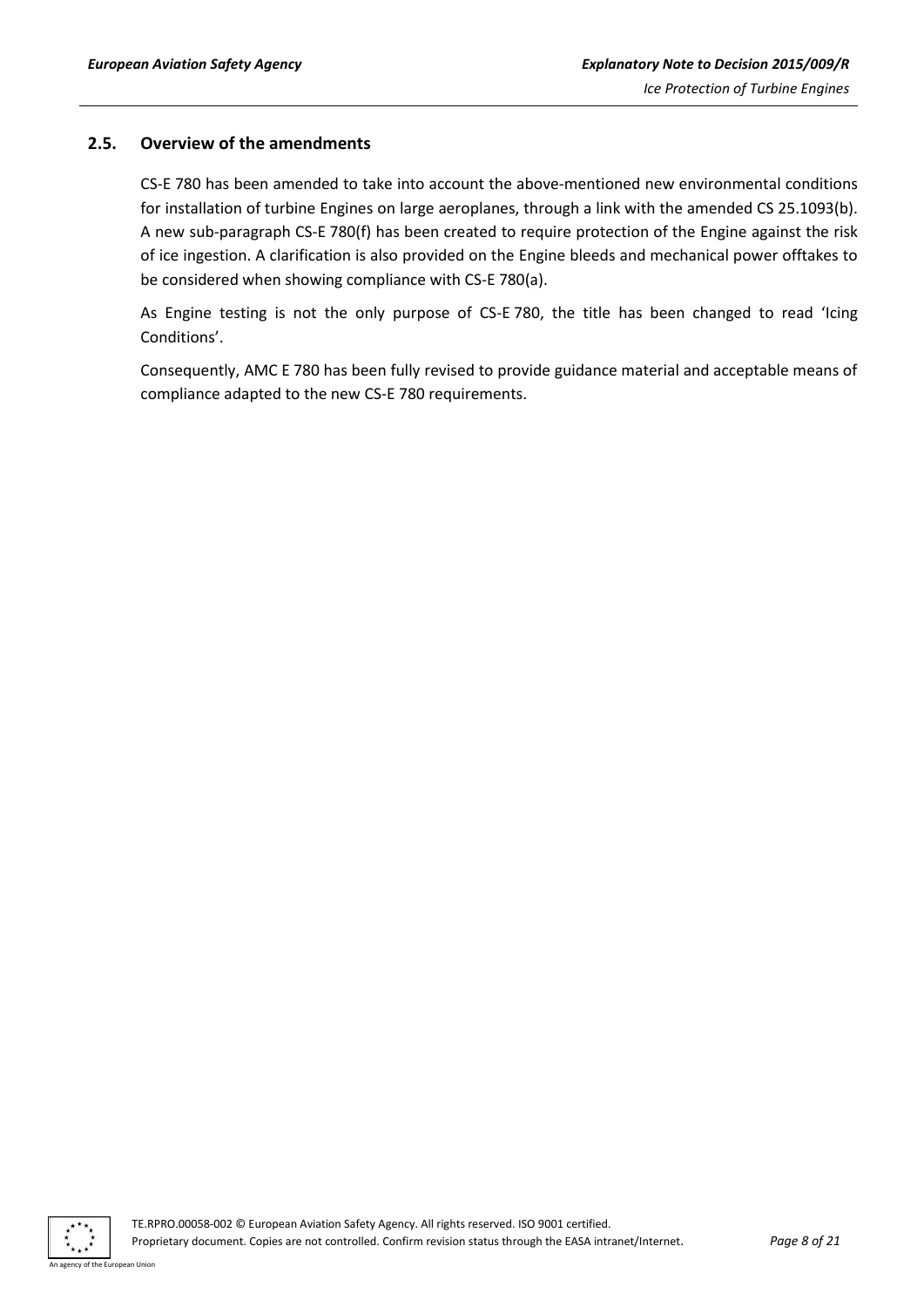## 2.5. Overview of the amendments

CS-E 780 has been amended to take into account the above-mentioned new environmental conditions for installation of turbine Engines on large aeroplanes, through a link with the amended CS 25.1093(b). A new sub-paragraph CS-E 780(f) has been created to require protection of the Engine against the risk of ice ingestion. A clarification is also provided on the Engine bleeds and mechanical power offtakes to be considered when showing compliance with CS-E 780(a).

As Engine testing is not the only purpose of CS-E 780, the title has been changed to read 'Icing Conditions'.

Consequently, AMC E 780 has been fully revised to provide guidance material and acceptable means of compliance adapted to the new CS-E 780 requirements.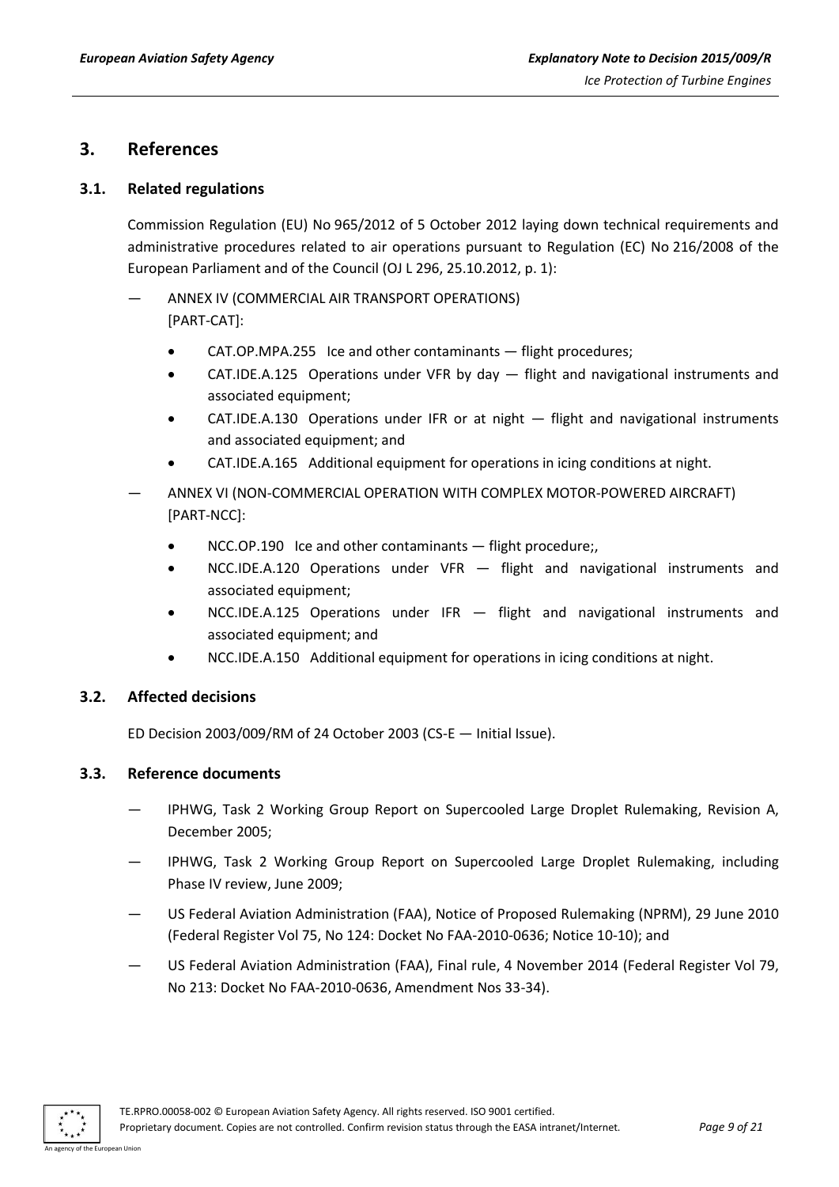## 3. References

### 3.1. Related regulations

Commission Regulation (EU) No 965/2012 of 5 October 2012 laying down technical requirements and administrative procedures related to air operations pursuant to Regulation (EC) No 216/2008 of the European Parliament and of the Council (OJ L 296, 25.10.2012, p. 1):

— ANNEX IV (COMMERCIAL AIR TRANSPORT OPERATIONS) [PART-CAT]:

- CAT.OP.MPA.255 Ice and other contaminants — flight procedures;
- CAT.IDE.A.125 Operations under VFR by day — flight and navigational instruments and associated equipment;
- CAT.IDE.A.130 Operations under IFR or at night — flight and navigational instruments and associated equipment; and
- CAT.IDE.A.165 Additional equipment for operations in icing conditions at night.

— ANNEX VI (NON-COMMERCIAL OPERATION WITH COMPLEX MOTOR-POWERED AIRCRAFT) [PART-NCC]:

- NCC.OP.190 Ice and other contaminants — flight procedure;,
- NCC.IDE.A.120 Operations under VFR — flight and navigational instruments and associated equipment;
- NCC.IDE.A.125 Operations under IFR — flight and navigational instruments and associated equipment; and
- NCC.IDE.A.150 Additional equipment for operations in icing conditions at night.

### 3.2. Affected decisions

ED Decision 2003/009/RM of 24 October 2003 (CS-E — Initial Issue).

### 3.3. Reference documents

— IPHWG, Task 2 Working Group Report on Supercooled Large Droplet Rulemaking, Revision A, December 2005;

— IPHWG, Task 2 Working Group Report on Supercooled Large Droplet Rulemaking, including Phase IV review, June 2009;

— US Federal Aviation Administration (FAA), Notice of Proposed Rulemaking (NPRM), 29 June 2010 (Federal Register Vol 75, No 124: Docket No FAA-2010-0636; Notice 10-10); and

— US Federal Aviation Administration (FAA), Final rule, 4 November 2014 (Federal Register Vol 79, No 213: Docket No FAA-2010-0636, Amendment Nos 33-34).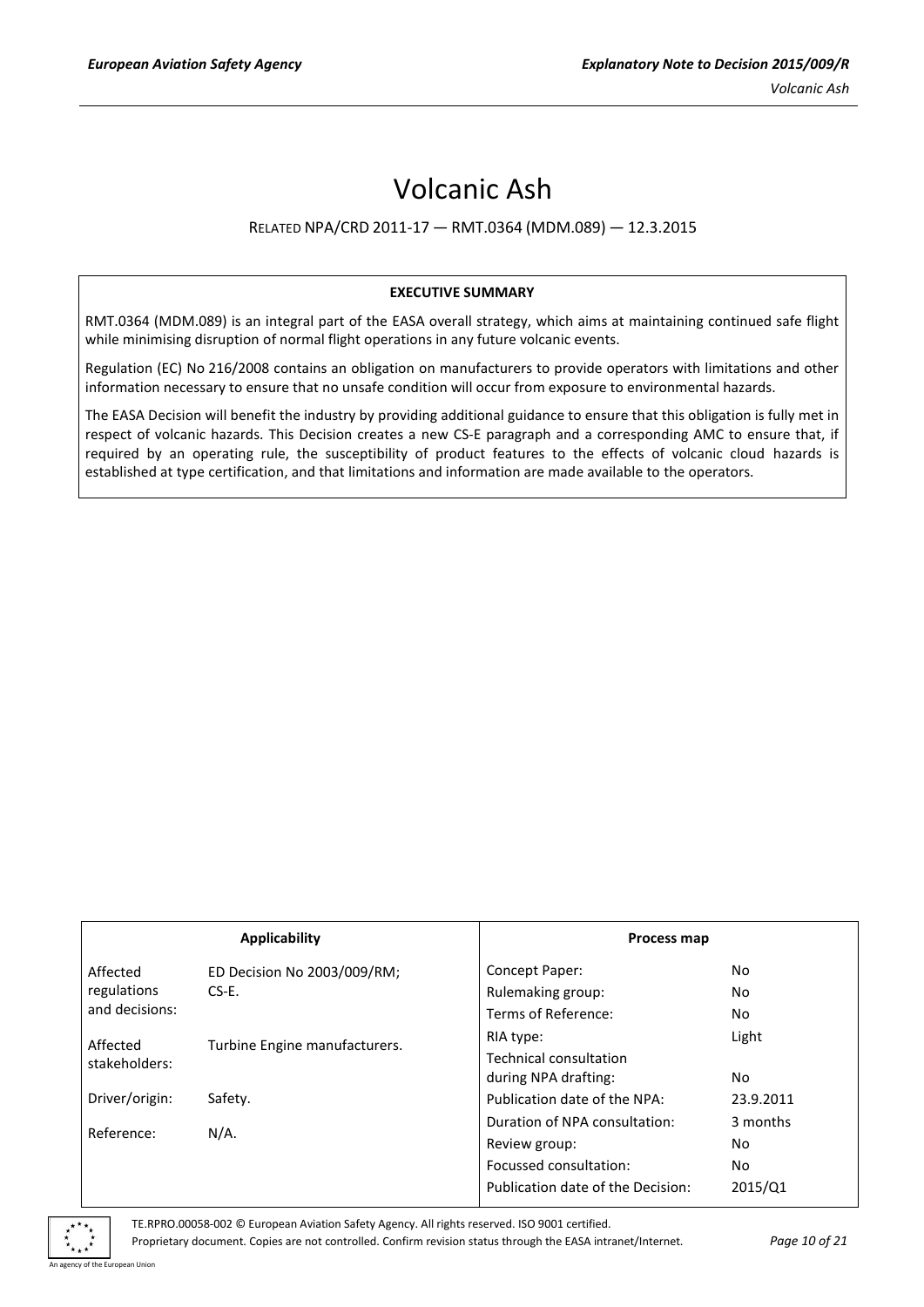# Volcanic Ash

RELATED NPA/CRD 2011-17 — RMT.0364 (MDM.089) — 12.3.2015

**EXECUTIVE SUMMARY**

RMT.0364 (MDM.089) is an integral part of the EASA overall strategy, which aims at maintaining continued safe flight while minimising disruption of normal flight operations in any future volcanic events.

Regulation (EC) No 216/2008 contains an obligation on manufacturers to provide operators with limitations and other information necessary to ensure that no unsafe condition will occur from exposure to environmental hazards.

The EASA Decision will benefit the industry by providing additional guidance to ensure that this obligation is fully met in respect of volcanic hazards. This Decision creates a new CS-E paragraph and a corresponding AMC to ensure that, if required by an operating rule, the susceptibility of product features to the effects of volcanic cloud hazards is established at type certification, and that limitations and information are made available to the operators.

| **Applicability** | | **Process map** | |
|---|---|---|---|
| Affected regulations and decisions: | ED Decision No 2003/009/RM; CS-E. | Concept Paper: | No |
| | | Rulemaking group: | No |
| | | Terms of Reference: | No |
| Affected stakeholders: | Turbine Engine manufacturers. | RIA type: | Light |
| | | Technical consultation during NPA drafting: | No |
| Driver/origin: | Safety. | Publication date of the NPA: | 23.9.2011 |
| Reference: | N/A. | Duration of NPA consultation: | 3 months |
| | | Review group: | No |
| | | Focussed consultation: | No |
| | | Publication date of the Decision: | 2015/Q1 |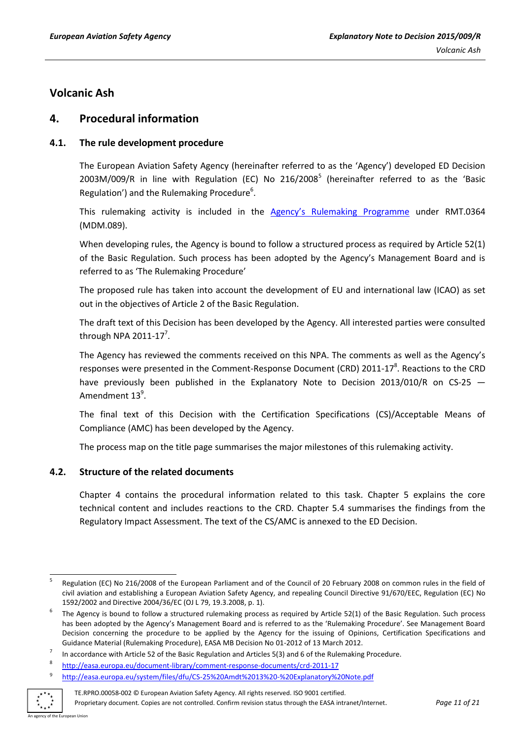# Volcanic Ash

## 4. Procedural information

### 4.1. The rule development procedure

The European Aviation Safety Agency (hereinafter referred to as the 'Agency') developed ED Decision 2003M/009/R in line with Regulation (EC) No 216/2008[5] (hereinafter referred to as the 'Basic Regulation') and the Rulemaking Procedure[6].

This rulemaking activity is included in the [Agency's Rulemaking Programme] under RMT.0364 (MDM.089).

When developing rules, the Agency is bound to follow a structured process as required by Article 52(1) of the Basic Regulation. Such process has been adopted by the Agency's Management Board and is referred to as 'The Rulemaking Procedure'

The proposed rule has taken into account the development of EU and international law (ICAO) as set out in the objectives of Article 2 of the Basic Regulation.

The draft text of this Decision has been developed by the Agency. All interested parties were consulted through NPA 2011-17[7].

The Agency has reviewed the comments received on this NPA. The comments as well as the Agency's responses were presented in the Comment-Response Document (CRD) 2011-17[8]. Reactions to the CRD have previously been published in the Explanatory Note to Decision 2013/010/R on CS-25 — Amendment 13[9].

The final text of this Decision with the Certification Specifications (CS)/Acceptable Means of Compliance (AMC) has been developed by the Agency.

The process map on the title page summarises the major milestones of this rulemaking activity.

### 4.2. Structure of the related documents

Chapter 4 contains the procedural information related to this task. Chapter 5 explains the core technical content and includes reactions to the CRD. Chapter 5.4 summarises the findings from the Regulatory Impact Assessment. The text of the CS/AMC is annexed to the ED Decision.

---

[5] Regulation (EC) No 216/2008 of the European Parliament and of the Council of 20 February 2008 on common rules in the field of civil aviation and establishing a European Aviation Safety Agency, and repealing Council Directive 91/670/EEC, Regulation (EC) No 1592/2002 and Directive 2004/36/EC (OJ L 79, 19.3.2008, p. 1).

[6] The Agency is bound to follow a structured rulemaking process as required by Article 52(1) of the Basic Regulation. Such process has been adopted by the Agency's Management Board and is referred to as the 'Rulemaking Procedure'. See Management Board Decision concerning the procedure to be applied by the Agency for the issuing of Opinions, Certification Specifications and Guidance Material (Rulemaking Procedure), EASA MB Decision No 01-2012 of 13 March 2012.

[7] In accordance with Article 52 of the Basic Regulation and Articles 5(3) and 6 of the Rulemaking Procedure.

[8] http://easa.europa.eu/document-library/comment-response-documents/crd-2011-17

[9] http://easa.europa.eu/system/files/dfu/CS-25%20Amdt%2013%20-%20Explanatory%20Note.pdf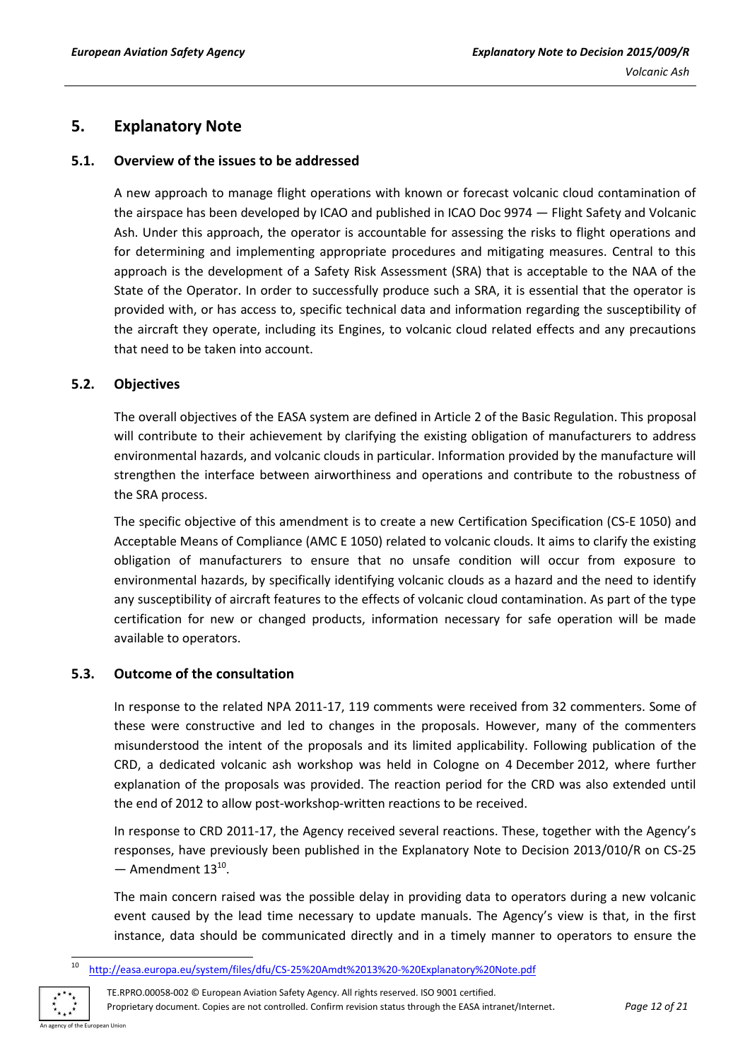## 5. Explanatory Note

### 5.1. Overview of the issues to be addressed

A new approach to manage flight operations with known or forecast volcanic cloud contamination of the airspace has been developed by ICAO and published in ICAO Doc 9974 — Flight Safety and Volcanic Ash. Under this approach, the operator is accountable for assessing the risks to flight operations and for determining and implementing appropriate procedures and mitigating measures. Central to this approach is the development of a Safety Risk Assessment (SRA) that is acceptable to the NAA of the State of the Operator. In order to successfully produce such a SRA, it is essential that the operator is provided with, or has access to, specific technical data and information regarding the susceptibility of the aircraft they operate, including its Engines, to volcanic cloud related effects and any precautions that need to be taken into account.

### 5.2. Objectives

The overall objectives of the EASA system are defined in Article 2 of the Basic Regulation. This proposal will contribute to their achievement by clarifying the existing obligation of manufacturers to address environmental hazards, and volcanic clouds in particular. Information provided by the manufacture will strengthen the interface between airworthiness and operations and contribute to the robustness of the SRA process.

The specific objective of this amendment is to create a new Certification Specification (CS-E 1050) and Acceptable Means of Compliance (AMC E 1050) related to volcanic clouds. It aims to clarify the existing obligation of manufacturers to ensure that no unsafe condition will occur from exposure to environmental hazards, by specifically identifying volcanic clouds as a hazard and the need to identify any susceptibility of aircraft features to the effects of volcanic cloud contamination. As part of the type certification for new or changed products, information necessary for safe operation will be made available to operators.

### 5.3. Outcome of the consultation

In response to the related NPA 2011-17, 119 comments were received from 32 commenters. Some of these were constructive and led to changes in the proposals. However, many of the commenters misunderstood the intent of the proposals and its limited applicability. Following publication of the CRD, a dedicated volcanic ash workshop was held in Cologne on 4 December 2012, where further explanation of the proposals was provided. The reaction period for the CRD was also extended until the end of 2012 to allow post-workshop-written reactions to be received.

In response to CRD 2011-17, the Agency received several reactions. These, together with the Agency's responses, have previously been published in the Explanatory Note to Decision 2013/010/R on CS-25 — Amendment 13[10].

The main concern raised was the possible delay in providing data to operators during a new volcanic event caused by the lead time necessary to update manuals. The Agency's view is that, in the first instance, data should be communicated directly and in a timely manner to operators to ensure the

---

[10] http://easa.europa.eu/system/files/dfu/CS-25%20Amdt%2013%20-%20Explanatory%20Note.pdf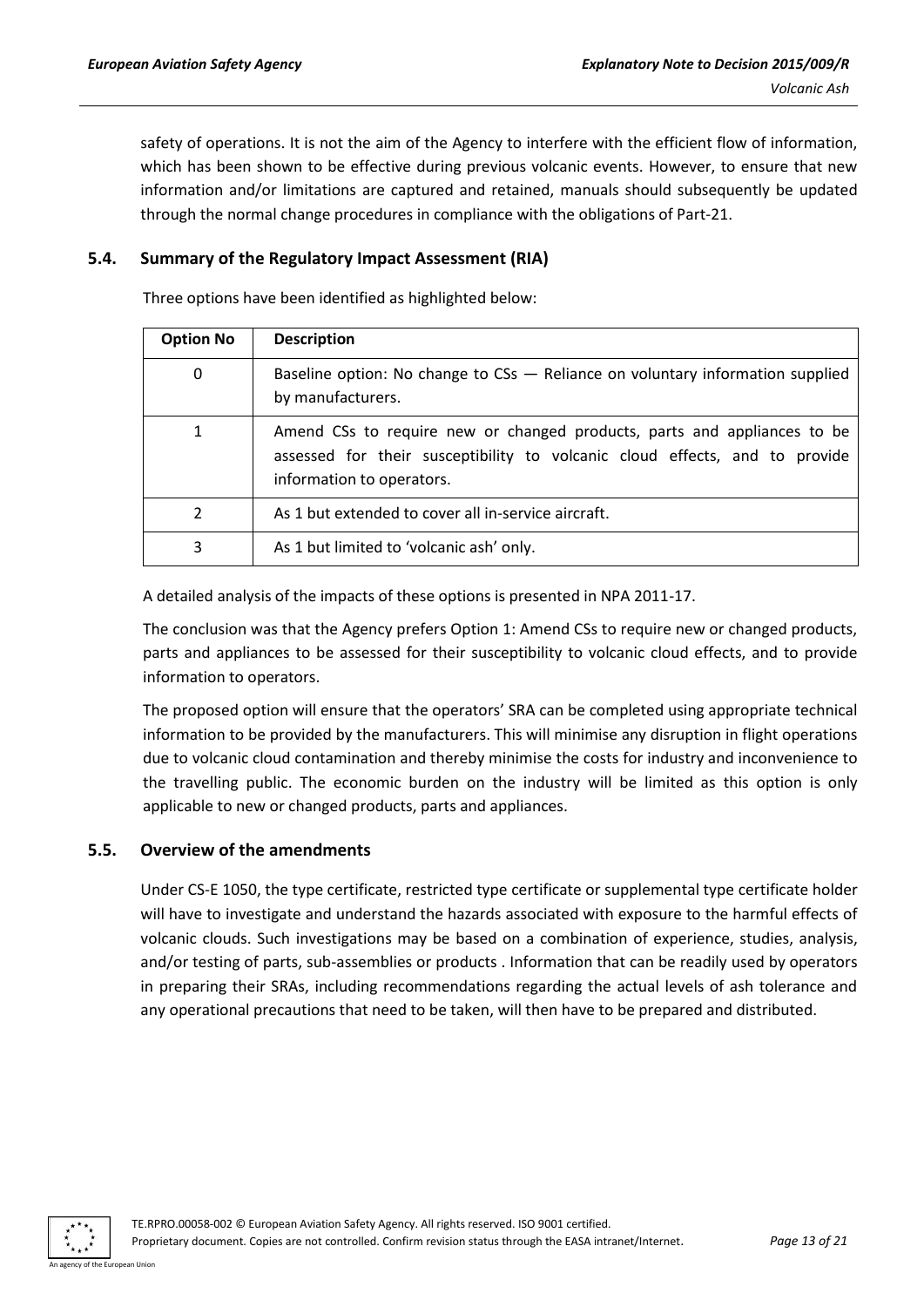safety of operations. It is not the aim of the Agency to interfere with the efficient flow of information, which has been shown to be effective during previous volcanic events. However, to ensure that new information and/or limitations are captured and retained, manuals should subsequently be updated through the normal change procedures in compliance with the obligations of Part-21.

### 5.4. Summary of the Regulatory Impact Assessment (RIA)

Three options have been identified as highlighted below:

| Option No | Description |
|---|---|
| 0 | Baseline option: No change to CSs — Reliance on voluntary information supplied by manufacturers. |
| 1 | Amend CSs to require new or changed products, parts and appliances to be assessed for their susceptibility to volcanic cloud effects, and to provide information to operators. |
| 2 | As 1 but extended to cover all in-service aircraft. |
| 3 | As 1 but limited to 'volcanic ash' only. |

A detailed analysis of the impacts of these options is presented in NPA 2011-17.

The conclusion was that the Agency prefers Option 1: Amend CSs to require new or changed products, parts and appliances to be assessed for their susceptibility to volcanic cloud effects, and to provide information to operators.

The proposed option will ensure that the operators' SRA can be completed using appropriate technical information to be provided by the manufacturers. This will minimise any disruption in flight operations due to volcanic cloud contamination and thereby minimise the costs for industry and inconvenience to the travelling public. The economic burden on the industry will be limited as this option is only applicable to new or changed products, parts and appliances.

### 5.5. Overview of the amendments

Under CS-E 1050, the type certificate, restricted type certificate or supplemental type certificate holder will have to investigate and understand the hazards associated with exposure to the harmful effects of volcanic clouds. Such investigations may be based on a combination of experience, studies, analysis, and/or testing of parts, sub-assemblies or products . Information that can be readily used by operators in preparing their SRAs, including recommendations regarding the actual levels of ash tolerance and any operational precautions that need to be taken, will then have to be prepared and distributed.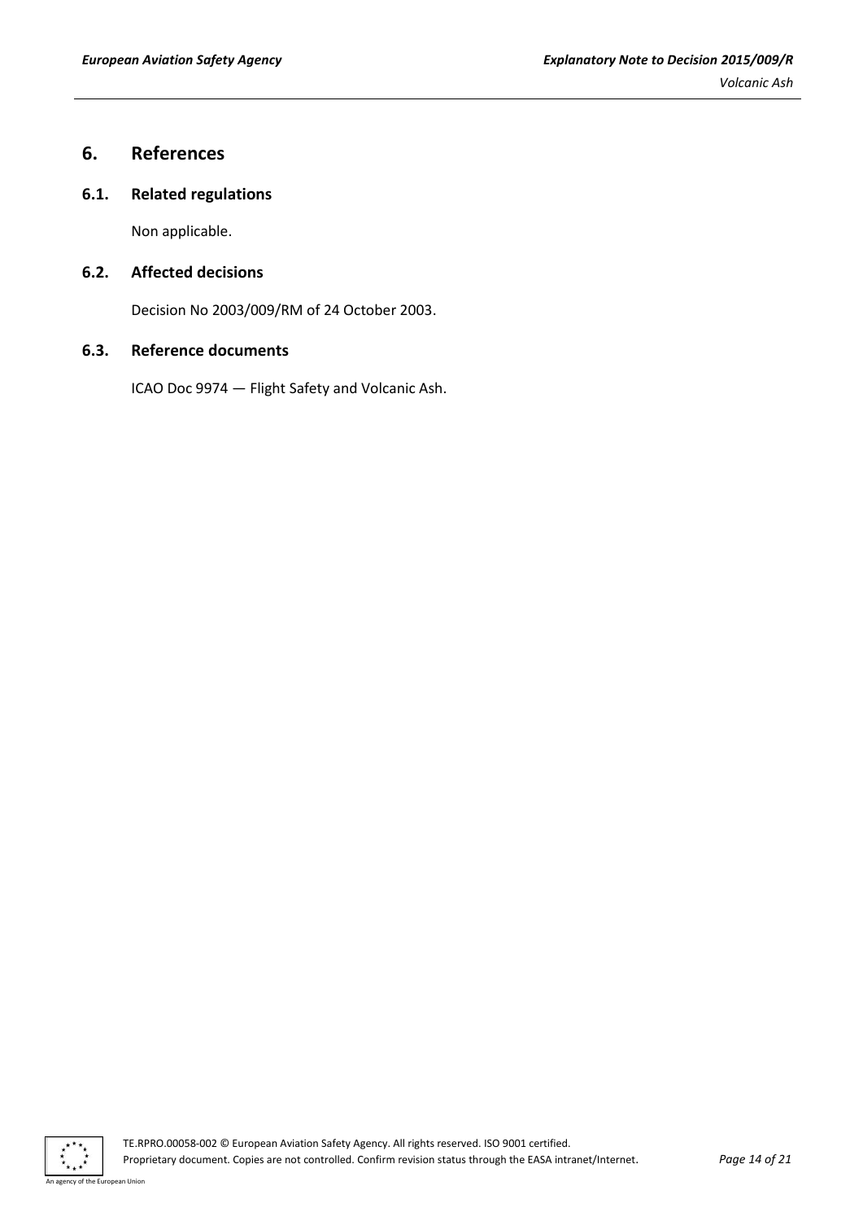# 6. References

## 6.1. Related regulations

Non applicable.

## 6.2. Affected decisions

Decision No 2003/009/RM of 24 October 2003.

## 6.3. Reference documents

ICAO Doc 9974 — Flight Safety and Volcanic Ash.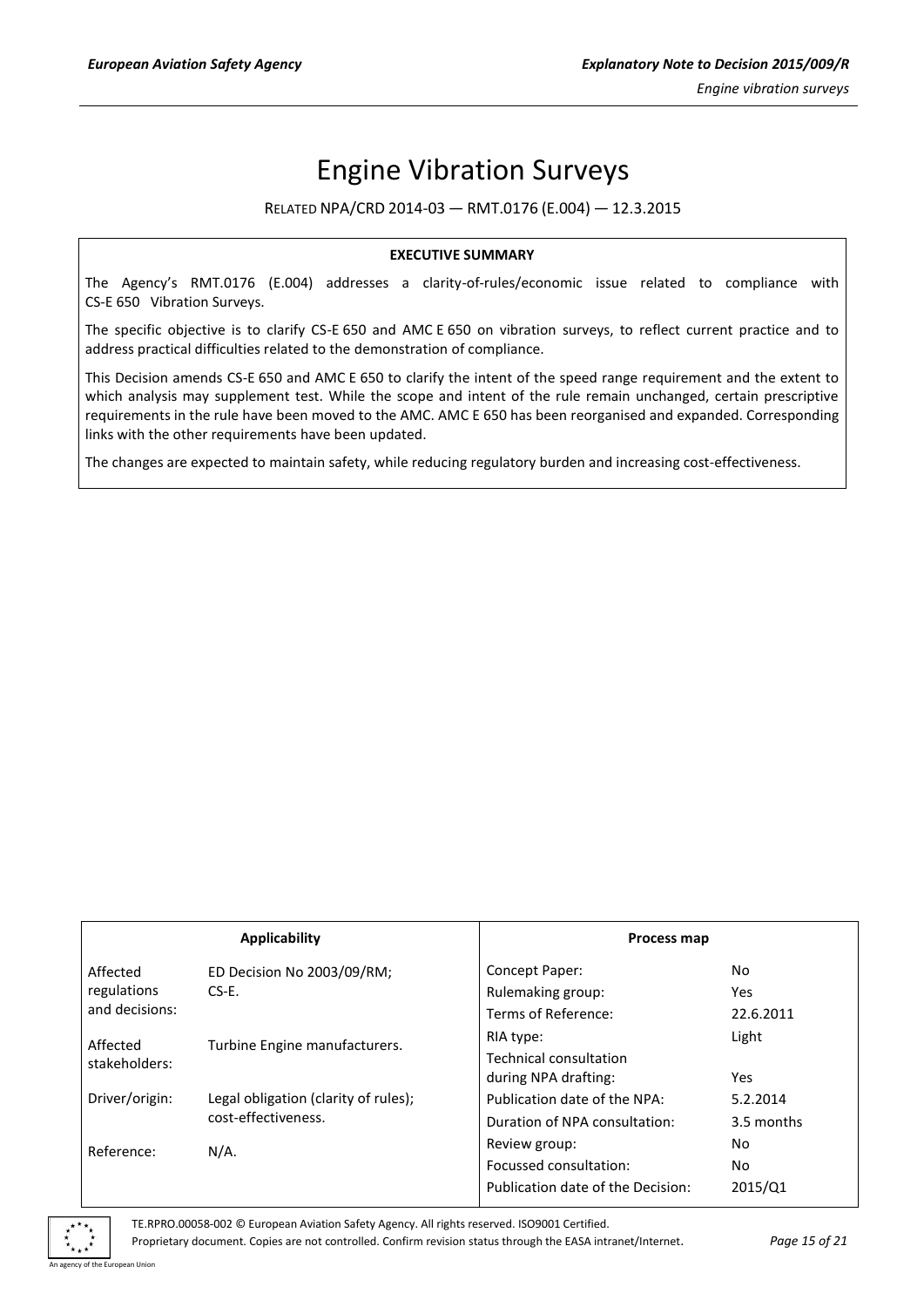# Engine Vibration Surveys

RELATED NPA/CRD 2014-03 — RMT.0176 (E.004) — 12.3.2015

**EXECUTIVE SUMMARY**

The Agency's RMT.0176 (E.004) addresses a clarity-of-rules/economic issue related to compliance with CS-E 650 Vibration Surveys.

The specific objective is to clarify CS-E 650 and AMC E 650 on vibration surveys, to reflect current practice and to address practical difficulties related to the demonstration of compliance.

This Decision amends CS-E 650 and AMC E 650 to clarify the intent of the speed range requirement and the extent to which analysis may supplement test. While the scope and intent of the rule remain unchanged, certain prescriptive requirements in the rule have been moved to the AMC. AMC E 650 has been reorganised and expanded. Corresponding links with the other requirements have been updated.

The changes are expected to maintain safety, while reducing regulatory burden and increasing cost-effectiveness.

| Applicability | | Process map | |
|---|---|---|---|
| Affected regulations and decisions: | ED Decision No 2003/09/RM; CS-E. | Concept Paper: | No |
| | | Rulemaking group: | Yes |
| | | Terms of Reference: | 22.6.2011 |
| Affected stakeholders: | Turbine Engine manufacturers. | RIA type: | Light |
| | | Technical consultation during NPA drafting: | Yes |
| Driver/origin: | Legal obligation (clarity of rules); cost-effectiveness. | Publication date of the NPA: | 5.2.2014 |
| | | Duration of NPA consultation: | 3.5 months |
| Reference: | N/A. | Review group: | No |
| | | Focussed consultation: | No |
| | | Publication date of the Decision: | 2015/Q1 |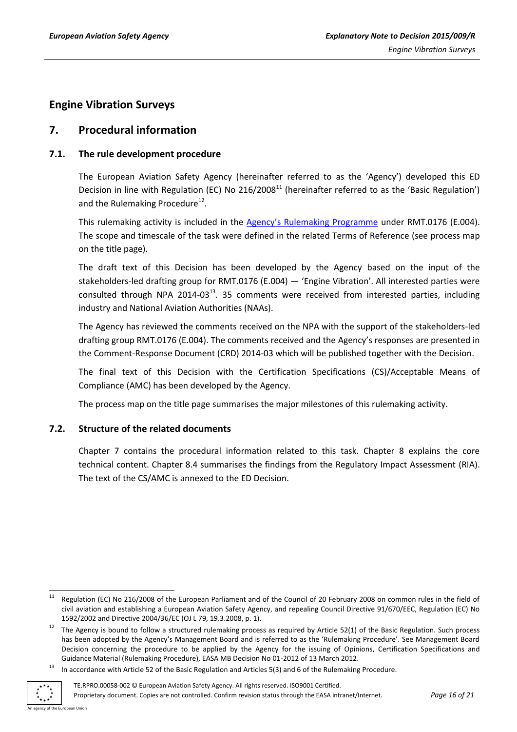# Engine Vibration Surveys

## 7. Procedural information

### 7.1. The rule development procedure

The European Aviation Safety Agency (hereinafter referred to as the 'Agency') developed this ED Decision in line with Regulation (EC) No 216/2008[11] (hereinafter referred to as the 'Basic Regulation') and the Rulemaking Procedure[12].

This rulemaking activity is included in the Agency's Rulemaking Programme under RMT.0176 (E.004). The scope and timescale of the task were defined in the related Terms of Reference (see process map on the title page).

The draft text of this Decision has been developed by the Agency based on the input of the stakeholders-led drafting group for RMT.0176 (E.004) — 'Engine Vibration'. All interested parties were consulted through NPA 2014-03[13]. 35 comments were received from interested parties, including industry and National Aviation Authorities (NAAs).

The Agency has reviewed the comments received on the NPA with the support of the stakeholders-led drafting group RMT.0176 (E.004). The comments received and the Agency's responses are presented in the Comment-Response Document (CRD) 2014-03 which will be published together with the Decision.

The final text of this Decision with the Certification Specifications (CS)/Acceptable Means of Compliance (AMC) has been developed by the Agency.

The process map on the title page summarises the major milestones of this rulemaking activity.

### 7.2. Structure of the related documents

Chapter 7 contains the procedural information related to this task. Chapter 8 explains the core technical content. Chapter 8.4 summarises the findings from the Regulatory Impact Assessment (RIA). The text of the CS/AMC is annexed to the ED Decision.

---

[11] Regulation (EC) No 216/2008 of the European Parliament and of the Council of 20 February 2008 on common rules in the field of civil aviation and establishing a European Aviation Safety Agency, and repealing Council Directive 91/670/EEC, Regulation (EC) No 1592/2002 and Directive 2004/36/EC (OJ L 79, 19.3.2008, p. 1).

[12] The Agency is bound to follow a structured rulemaking process as required by Article 52(1) of the Basic Regulation. Such process has been adopted by the Agency's Management Board and is referred to as the 'Rulemaking Procedure'. See Management Board Decision concerning the procedure to be applied by the Agency for the issuing of Opinions, Certification Specifications and Guidance Material (Rulemaking Procedure), EASA MB Decision No 01-2012 of 13 March 2012.

[13] In accordance with Article 52 of the Basic Regulation and Articles 5(3) and 6 of the Rulemaking Procedure.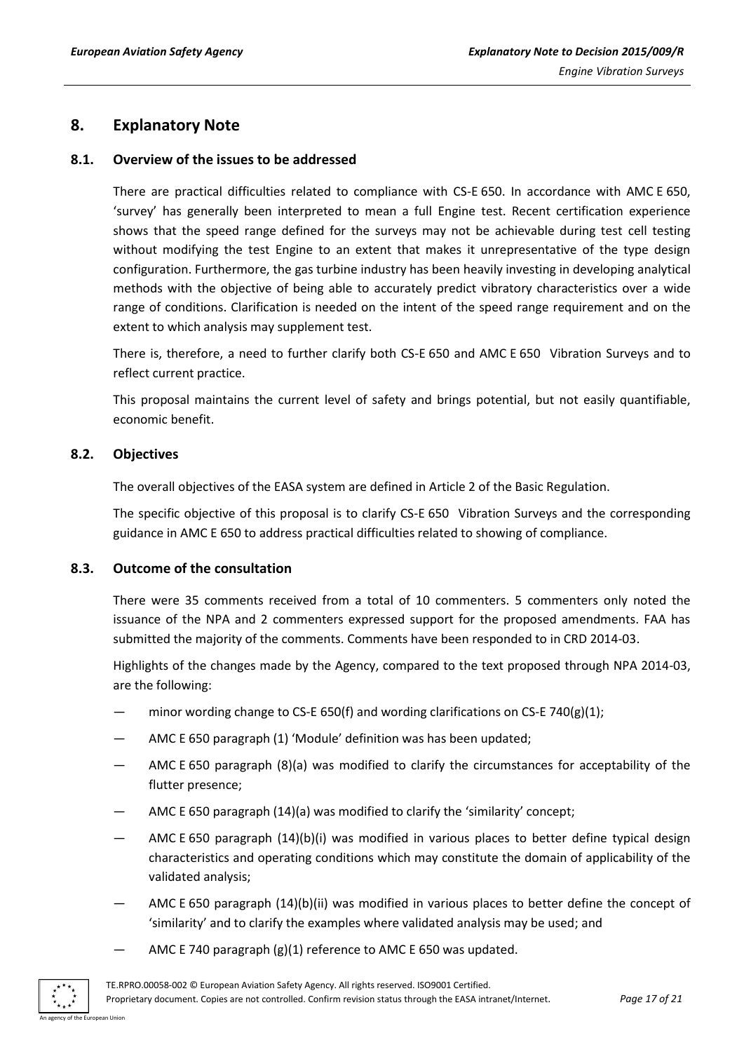## 8. Explanatory Note

### 8.1. Overview of the issues to be addressed

There are practical difficulties related to compliance with CS-E 650. In accordance with AMC E 650, 'survey' has generally been interpreted to mean a full Engine test. Recent certification experience shows that the speed range defined for the surveys may not be achievable during test cell testing without modifying the test Engine to an extent that makes it unrepresentative of the type design configuration. Furthermore, the gas turbine industry has been heavily investing in developing analytical methods with the objective of being able to accurately predict vibratory characteristics over a wide range of conditions. Clarification is needed on the intent of the speed range requirement and on the extent to which analysis may supplement test.

There is, therefore, a need to further clarify both CS-E 650 and AMC E 650 Vibration Surveys and to reflect current practice.

This proposal maintains the current level of safety and brings potential, but not easily quantifiable, economic benefit.

### 8.2. Objectives

The overall objectives of the EASA system are defined in Article 2 of the Basic Regulation.

The specific objective of this proposal is to clarify CS-E 650 Vibration Surveys and the corresponding guidance in AMC E 650 to address practical difficulties related to showing of compliance.

### 8.3. Outcome of the consultation

There were 35 comments received from a total of 10 commenters. 5 commenters only noted the issuance of the NPA and 2 commenters expressed support for the proposed amendments. FAA has submitted the majority of the comments. Comments have been responded to in CRD 2014-03.

Highlights of the changes made by the Agency, compared to the text proposed through NPA 2014-03, are the following:

- minor wording change to CS-E 650(f) and wording clarifications on CS-E 740(g)(1);
- AMC E 650 paragraph (1) 'Module' definition was has been updated;
- AMC E 650 paragraph (8)(a) was modified to clarify the circumstances for acceptability of the flutter presence;
- AMC E 650 paragraph (14)(a) was modified to clarify the 'similarity' concept;
- AMC E 650 paragraph (14)(b)(i) was modified in various places to better define typical design characteristics and operating conditions which may constitute the domain of applicability of the validated analysis;
- AMC E 650 paragraph (14)(b)(ii) was modified in various places to better define the concept of 'similarity' and to clarify the examples where validated analysis may be used; and
- AMC E 740 paragraph (g)(1) reference to AMC E 650 was updated.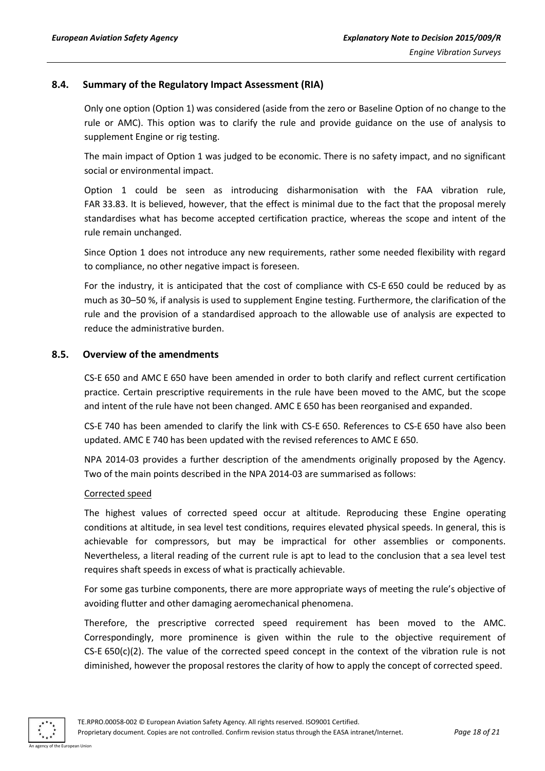## 8.4. Summary of the Regulatory Impact Assessment (RIA)

Only one option (Option 1) was considered (aside from the zero or Baseline Option of no change to the rule or AMC). This option was to clarify the rule and provide guidance on the use of analysis to supplement Engine or rig testing.

The main impact of Option 1 was judged to be economic. There is no safety impact, and no significant social or environmental impact.

Option 1 could be seen as introducing disharmonisation with the FAA vibration rule, FAR 33.83. It is believed, however, that the effect is minimal due to the fact that the proposal merely standardises what has become accepted certification practice, whereas the scope and intent of the rule remain unchanged.

Since Option 1 does not introduce any new requirements, rather some needed flexibility with regard to compliance, no other negative impact is foreseen.

For the industry, it is anticipated that the cost of compliance with CS-E 650 could be reduced by as much as 30–50 %, if analysis is used to supplement Engine testing. Furthermore, the clarification of the rule and the provision of a standardised approach to the allowable use of analysis are expected to reduce the administrative burden.

## 8.5. Overview of the amendments

CS-E 650 and AMC E 650 have been amended in order to both clarify and reflect current certification practice. Certain prescriptive requirements in the rule have been moved to the AMC, but the scope and intent of the rule have not been changed. AMC E 650 has been reorganised and expanded.

CS-E 740 has been amended to clarify the link with CS-E 650. References to CS-E 650 have also been updated. AMC E 740 has been updated with the revised references to AMC E 650.

NPA 2014-03 provides a further description of the amendments originally proposed by the Agency. Two of the main points described in the NPA 2014-03 are summarised as follows:

Corrected speed

The highest values of corrected speed occur at altitude. Reproducing these Engine operating conditions at altitude, in sea level test conditions, requires elevated physical speeds. In general, this is achievable for compressors, but may be impractical for other assemblies or components. Nevertheless, a literal reading of the current rule is apt to lead to the conclusion that a sea level test requires shaft speeds in excess of what is practically achievable.

For some gas turbine components, there are more appropriate ways of meeting the rule's objective of avoiding flutter and other damaging aeromechanical phenomena.

Therefore, the prescriptive corrected speed requirement has been moved to the AMC. Correspondingly, more prominence is given within the rule to the objective requirement of CS-E 650(c)(2). The value of the corrected speed concept in the context of the vibration rule is not diminished, however the proposal restores the clarity of how to apply the concept of corrected speed.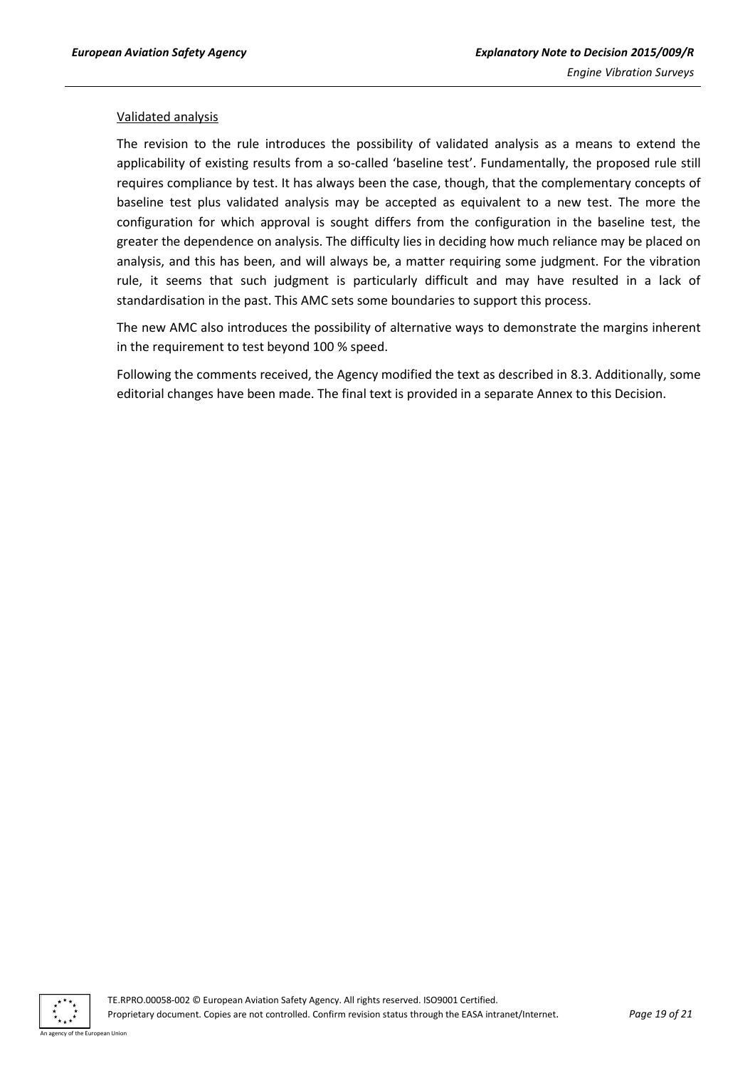Validated analysis

The revision to the rule introduces the possibility of validated analysis as a means to extend the applicability of existing results from a so-called 'baseline test'. Fundamentally, the proposed rule still requires compliance by test. It has always been the case, though, that the complementary concepts of baseline test plus validated analysis may be accepted as equivalent to a new test. The more the configuration for which approval is sought differs from the configuration in the baseline test, the greater the dependence on analysis. The difficulty lies in deciding how much reliance may be placed on analysis, and this has been, and will always be, a matter requiring some judgment. For the vibration rule, it seems that such judgment is particularly difficult and may have resulted in a lack of standardisation in the past. This AMC sets some boundaries to support this process.

The new AMC also introduces the possibility of alternative ways to demonstrate the margins inherent in the requirement to test beyond 100 % speed.

Following the comments received, the Agency modified the text as described in 8.3. Additionally, some editorial changes have been made. The final text is provided in a separate Annex to this Decision.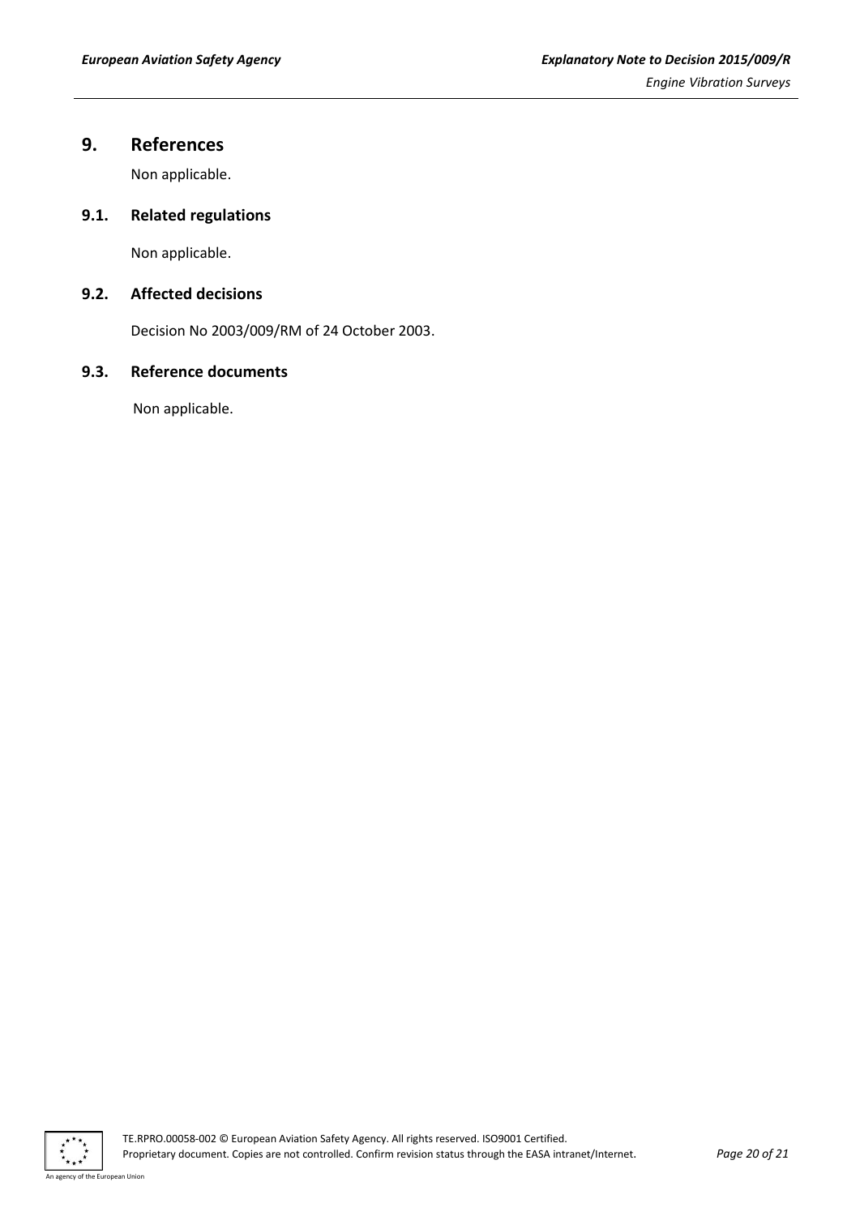## 9. References

Non applicable.

### 9.1. Related regulations

Non applicable.

### 9.2. Affected decisions

Decision No 2003/009/RM of 24 October 2003.

### 9.3. Reference documents

Non applicable.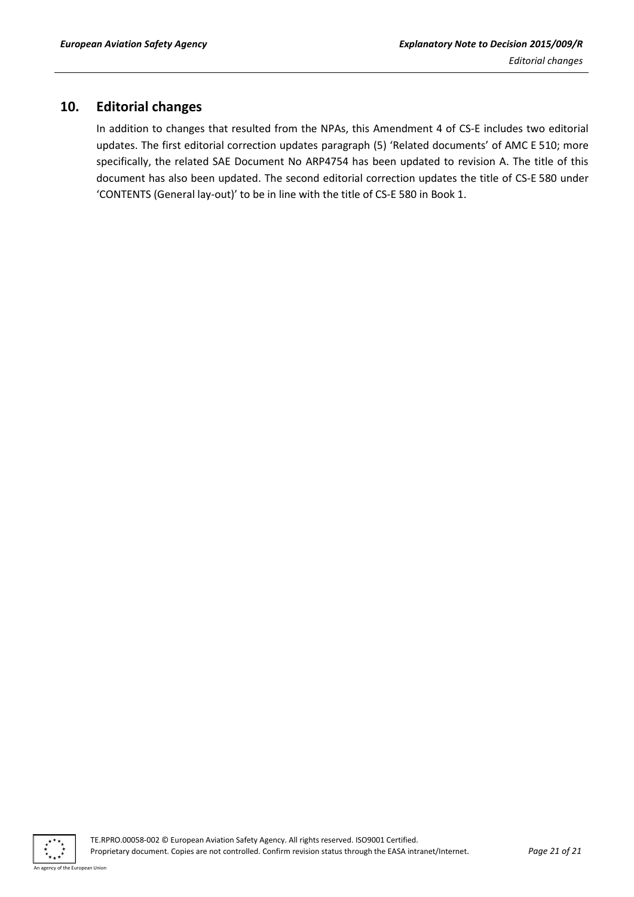## 10. Editorial changes

In addition to changes that resulted from the NPAs, this Amendment 4 of CS-E includes two editorial updates. The first editorial correction updates paragraph (5) 'Related documents' of AMC E 510; more specifically, the related SAE Document No ARP4754 has been updated to revision A. The title of this document has also been updated. The second editorial correction updates the title of CS-E 580 under 'CONTENTS (General lay-out)' to be in line with the title of CS-E 580 in Book 1.